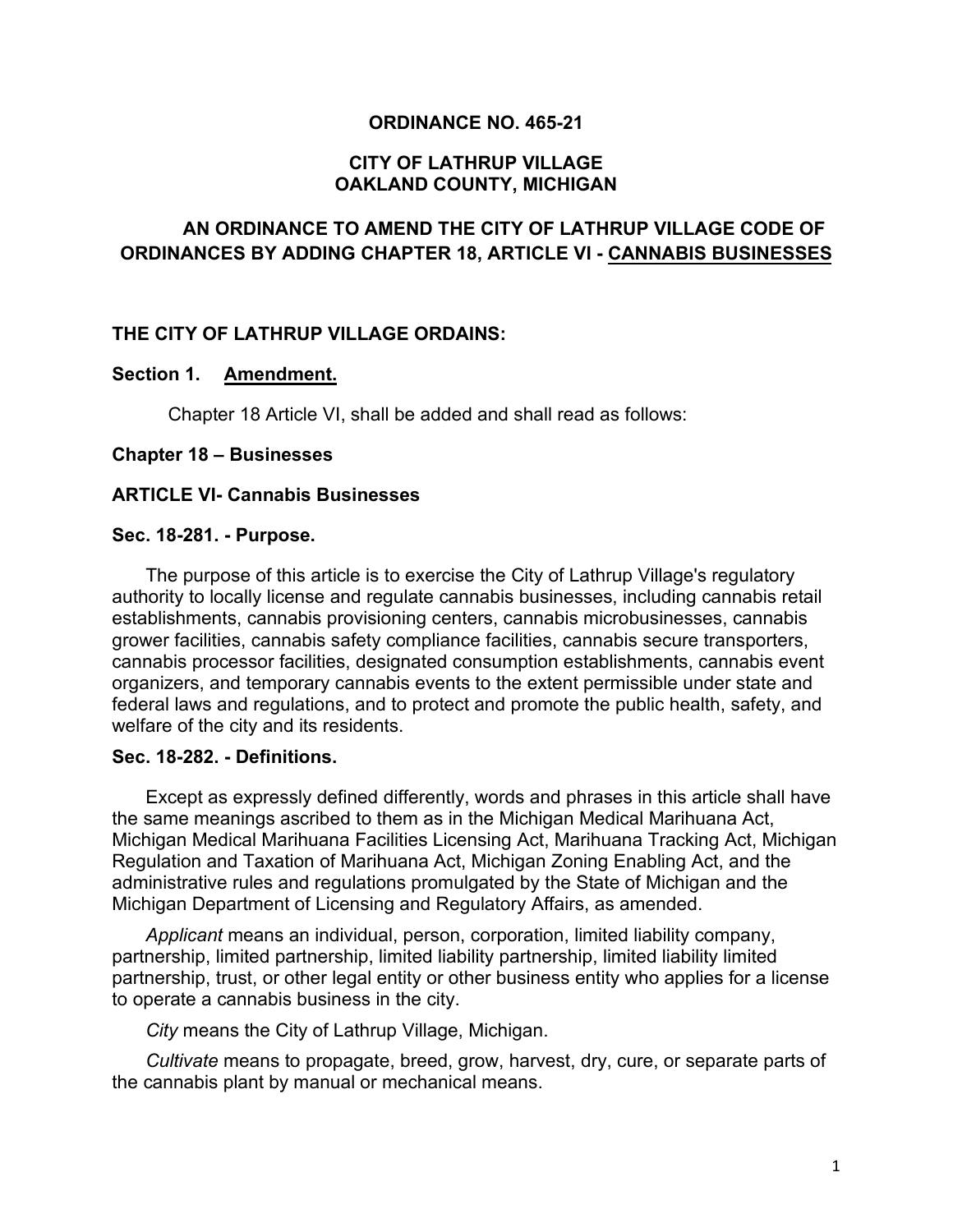# ORDINANCE NO. 465-21

## CITY OF LATHRUP VILLAGE
## OAKLAND COUNTY, MICHIGAN

## AN ORDINANCE TO AMEND THE CITY OF LATHRUP VILLAGE CODE OF ORDINANCES BY ADDING CHAPTER 18, ARTICLE VI - <u>CANNABIS BUSINESSES</u>

**THE CITY OF LATHRUP VILLAGE ORDAINS:**

**Section 1. <u>Amendment.</u>**

Chapter 18 Article VI, shall be added and shall read as follows:

**Chapter 18 – Businesses**

**ARTICLE VI- Cannabis Businesses**

**Sec. 18-281. - Purpose.**

The purpose of this article is to exercise the City of Lathrup Village's regulatory authority to locally license and regulate cannabis businesses, including cannabis retail establishments, cannabis provisioning centers, cannabis microbusinesses, cannabis grower facilities, cannabis safety compliance facilities, cannabis secure transporters, cannabis processor facilities, designated consumption establishments, cannabis event organizers, and temporary cannabis events to the extent permissible under state and federal laws and regulations, and to protect and promote the public health, safety, and welfare of the city and its residents.

**Sec. 18-282. - Definitions.**

Except as expressly defined differently, words and phrases in this article shall have the same meanings ascribed to them as in the Michigan Medical Marihuana Act, Michigan Medical Marihuana Facilities Licensing Act, Marihuana Tracking Act, Michigan Regulation and Taxation of Marihuana Act, Michigan Zoning Enabling Act, and the administrative rules and regulations promulgated by the State of Michigan and the Michigan Department of Licensing and Regulatory Affairs, as amended.

*Applicant* means an individual, person, corporation, limited liability company, partnership, limited partnership, limited liability partnership, limited liability limited partnership, trust, or other legal entity or other business entity who applies for a license to operate a cannabis business in the city.

*City* means the City of Lathrup Village, Michigan.

*Cultivate* means to propagate, breed, grow, harvest, dry, cure, or separate parts of the cannabis plant by manual or mechanical means.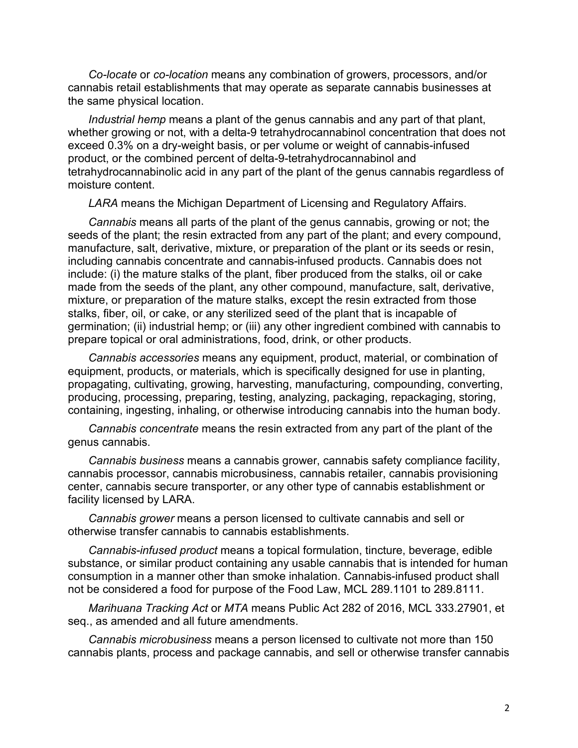*Co-locate* or *co-location* means any combination of growers, processors, and/or cannabis retail establishments that may operate as separate cannabis businesses at the same physical location.

*Industrial hemp* means a plant of the genus cannabis and any part of that plant, whether growing or not, with a delta-9 tetrahydrocannabinol concentration that does not exceed 0.3% on a dry-weight basis, or per volume or weight of cannabis-infused product, or the combined percent of delta-9-tetrahydrocannabinol and tetrahydrocannabinolic acid in any part of the plant of the genus cannabis regardless of moisture content.

*LARA* means the Michigan Department of Licensing and Regulatory Affairs.

*Cannabis* means all parts of the plant of the genus cannabis, growing or not; the seeds of the plant; the resin extracted from any part of the plant; and every compound, manufacture, salt, derivative, mixture, or preparation of the plant or its seeds or resin, including cannabis concentrate and cannabis-infused products. Cannabis does not include: (i) the mature stalks of the plant, fiber produced from the stalks, oil or cake made from the seeds of the plant, any other compound, manufacture, salt, derivative, mixture, or preparation of the mature stalks, except the resin extracted from those stalks, fiber, oil, or cake, or any sterilized seed of the plant that is incapable of germination; (ii) industrial hemp; or (iii) any other ingredient combined with cannabis to prepare topical or oral administrations, food, drink, or other products.

*Cannabis accessories* means any equipment, product, material, or combination of equipment, products, or materials, which is specifically designed for use in planting, propagating, cultivating, growing, harvesting, manufacturing, compounding, converting, producing, processing, preparing, testing, analyzing, packaging, repackaging, storing, containing, ingesting, inhaling, or otherwise introducing cannabis into the human body.

*Cannabis concentrate* means the resin extracted from any part of the plant of the genus cannabis.

*Cannabis business* means a cannabis grower, cannabis safety compliance facility, cannabis processor, cannabis microbusiness, cannabis retailer, cannabis provisioning center, cannabis secure transporter, or any other type of cannabis establishment or facility licensed by LARA.

*Cannabis grower* means a person licensed to cultivate cannabis and sell or otherwise transfer cannabis to cannabis establishments.

*Cannabis-infused product* means a topical formulation, tincture, beverage, edible substance, or similar product containing any usable cannabis that is intended for human consumption in a manner other than smoke inhalation. Cannabis-infused product shall not be considered a food for purpose of the Food Law, MCL 289.1101 to 289.8111.

*Marihuana Tracking Act* or *MTA* means Public Act 282 of 2016, MCL 333.27901, et seq., as amended and all future amendments.

*Cannabis microbusiness* means a person licensed to cultivate not more than 150 cannabis plants, process and package cannabis, and sell or otherwise transfer cannabis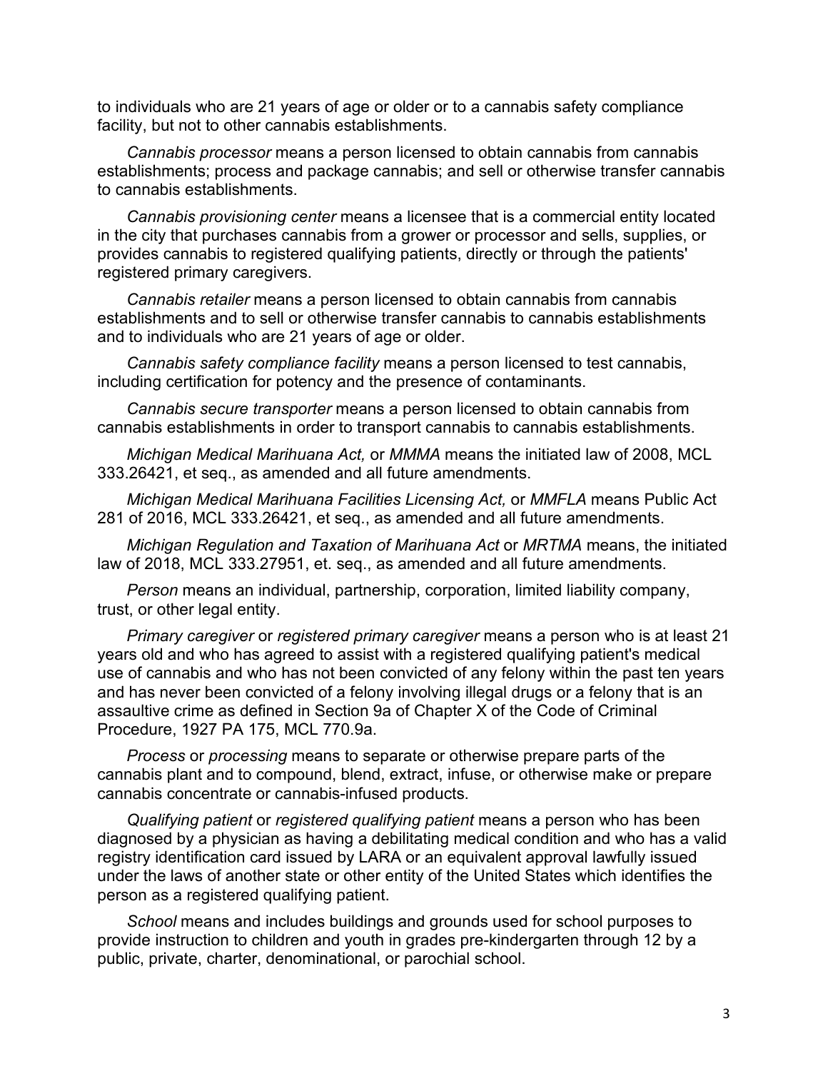to individuals who are 21 years of age or older or to a cannabis safety compliance facility, but not to other cannabis establishments.

*Cannabis processor* means a person licensed to obtain cannabis from cannabis establishments; process and package cannabis; and sell or otherwise transfer cannabis to cannabis establishments.

*Cannabis provisioning center* means a licensee that is a commercial entity located in the city that purchases cannabis from a grower or processor and sells, supplies, or provides cannabis to registered qualifying patients, directly or through the patients' registered primary caregivers.

*Cannabis retailer* means a person licensed to obtain cannabis from cannabis establishments and to sell or otherwise transfer cannabis to cannabis establishments and to individuals who are 21 years of age or older.

*Cannabis safety compliance facility* means a person licensed to test cannabis, including certification for potency and the presence of contaminants.

*Cannabis secure transporter* means a person licensed to obtain cannabis from cannabis establishments in order to transport cannabis to cannabis establishments.

*Michigan Medical Marihuana Act,* or *MMMA* means the initiated law of 2008, MCL 333.26421, et seq., as amended and all future amendments.

*Michigan Medical Marihuana Facilities Licensing Act,* or *MMFLA* means Public Act 281 of 2016, MCL 333.26421, et seq., as amended and all future amendments.

*Michigan Regulation and Taxation of Marihuana Act* or *MRTMA* means, the initiated law of 2018, MCL 333.27951, et. seq., as amended and all future amendments.

*Person* means an individual, partnership, corporation, limited liability company, trust, or other legal entity.

*Primary caregiver* or *registered primary caregiver* means a person who is at least 21 years old and who has agreed to assist with a registered qualifying patient's medical use of cannabis and who has not been convicted of any felony within the past ten years and has never been convicted of a felony involving illegal drugs or a felony that is an assaultive crime as defined in Section 9a of Chapter X of the Code of Criminal Procedure, 1927 PA 175, MCL 770.9a.

*Process* or *processing* means to separate or otherwise prepare parts of the cannabis plant and to compound, blend, extract, infuse, or otherwise make or prepare cannabis concentrate or cannabis-infused products.

*Qualifying patient* or *registered qualifying patient* means a person who has been diagnosed by a physician as having a debilitating medical condition and who has a valid registry identification card issued by LARA or an equivalent approval lawfully issued under the laws of another state or other entity of the United States which identifies the person as a registered qualifying patient.

*School* means and includes buildings and grounds used for school purposes to provide instruction to children and youth in grades pre-kindergarten through 12 by a public, private, charter, denominational, or parochial school.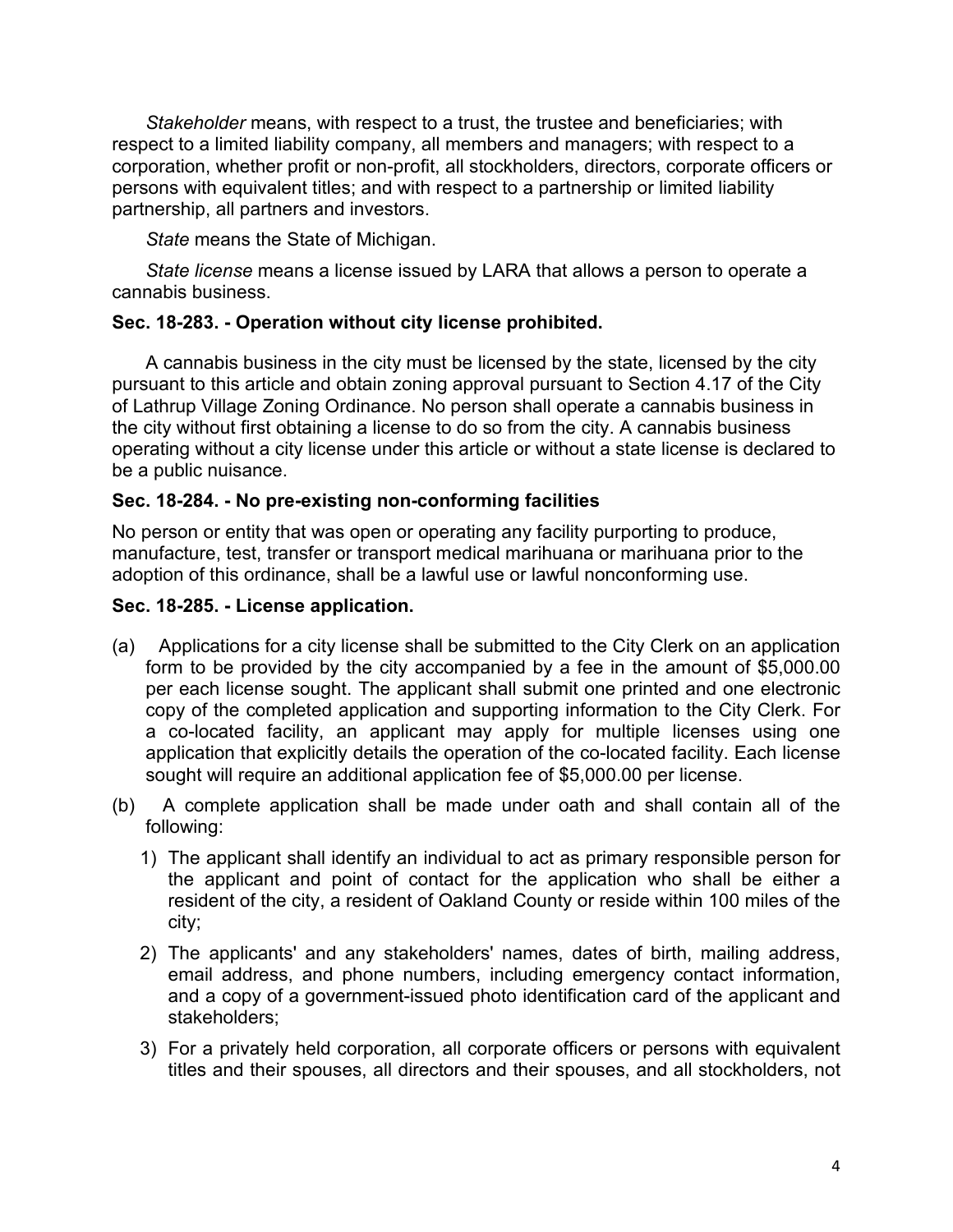*Stakeholder* means, with respect to a trust, the trustee and beneficiaries; with respect to a limited liability company, all members and managers; with respect to a corporation, whether profit or non-profit, all stockholders, directors, corporate officers or persons with equivalent titles; and with respect to a partnership or limited liability partnership, all partners and investors.

*State* means the State of Michigan.

*State license* means a license issued by LARA that allows a person to operate a cannabis business.

**Sec. 18-283. - Operation without city license prohibited.**

A cannabis business in the city must be licensed by the state, licensed by the city pursuant to this article and obtain zoning approval pursuant to Section 4.17 of the City of Lathrup Village Zoning Ordinance. No person shall operate a cannabis business in the city without first obtaining a license to do so from the city. A cannabis business operating without a city license under this article or without a state license is declared to be a public nuisance.

**Sec. 18-284. - No pre-existing non-conforming facilities**

No person or entity that was open or operating any facility purporting to produce, manufacture, test, transfer or transport medical marihuana or marihuana prior to the adoption of this ordinance, shall be a lawful use or lawful nonconforming use.

**Sec. 18-285. - License application.**

(a) Applications for a city license shall be submitted to the City Clerk on an application form to be provided by the city accompanied by a fee in the amount of $5,000.00 per each license sought. The applicant shall submit one printed and one electronic copy of the completed application and supporting information to the City Clerk. For a co-located facility, an applicant may apply for multiple licenses using one application that explicitly details the operation of the co-located facility. Each license sought will require an additional application fee of $5,000.00 per license.

(b) A complete application shall be made under oath and shall contain all of the following:

1) The applicant shall identify an individual to act as primary responsible person for the applicant and point of contact for the application who shall be either a resident of the city, a resident of Oakland County or reside within 100 miles of the city;

2) The applicants' and any stakeholders' names, dates of birth, mailing address, email address, and phone numbers, including emergency contact information, and a copy of a government-issued photo identification card of the applicant and stakeholders;

3) For a privately held corporation, all corporate officers or persons with equivalent titles and their spouses, all directors and their spouses, and all stockholders, not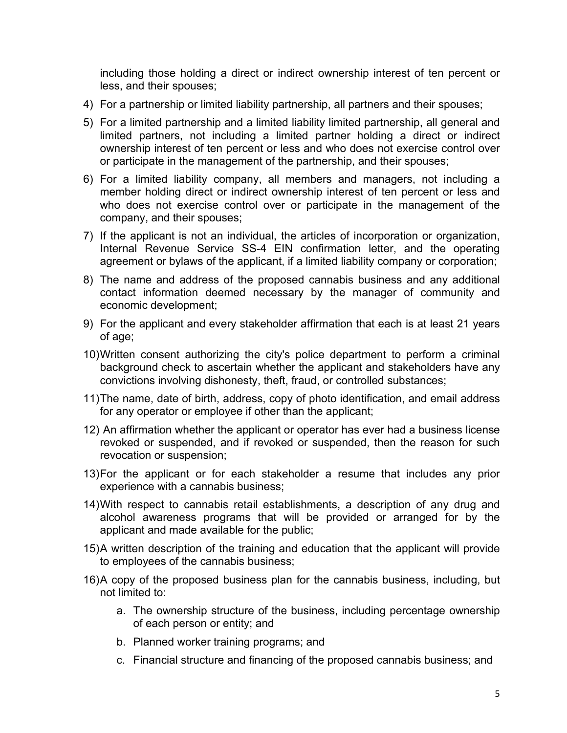including those holding a direct or indirect ownership interest of ten percent or less, and their spouses;

4) For a partnership or limited liability partnership, all partners and their spouses;

5) For a limited partnership and a limited liability limited partnership, all general and limited partners, not including a limited partner holding a direct or indirect ownership interest of ten percent or less and who does not exercise control over or participate in the management of the partnership, and their spouses;

6) For a limited liability company, all members and managers, not including a member holding direct or indirect ownership interest of ten percent or less and who does not exercise control over or participate in the management of the company, and their spouses;

7) If the applicant is not an individual, the articles of incorporation or organization, Internal Revenue Service SS-4 EIN confirmation letter, and the operating agreement or bylaws of the applicant, if a limited liability company or corporation;

8) The name and address of the proposed cannabis business and any additional contact information deemed necessary by the manager of community and economic development;

9) For the applicant and every stakeholder affirmation that each is at least 21 years of age;

10) Written consent authorizing the city's police department to perform a criminal background check to ascertain whether the applicant and stakeholders have any convictions involving dishonesty, theft, fraud, or controlled substances;

11) The name, date of birth, address, copy of photo identification, and email address for any operator or employee if other than the applicant;

12) An affirmation whether the applicant or operator has ever had a business license revoked or suspended, and if revoked or suspended, then the reason for such revocation or suspension;

13) For the applicant or for each stakeholder a resume that includes any prior experience with a cannabis business;

14) With respect to cannabis retail establishments, a description of any drug and alcohol awareness programs that will be provided or arranged for by the applicant and made available for the public;

15) A written description of the training and education that the applicant will provide to employees of the cannabis business;

16) A copy of the proposed business plan for the cannabis business, including, but not limited to:

    a. The ownership structure of the business, including percentage ownership of each person or entity; and

    b. Planned worker training programs; and

    c. Financial structure and financing of the proposed cannabis business; and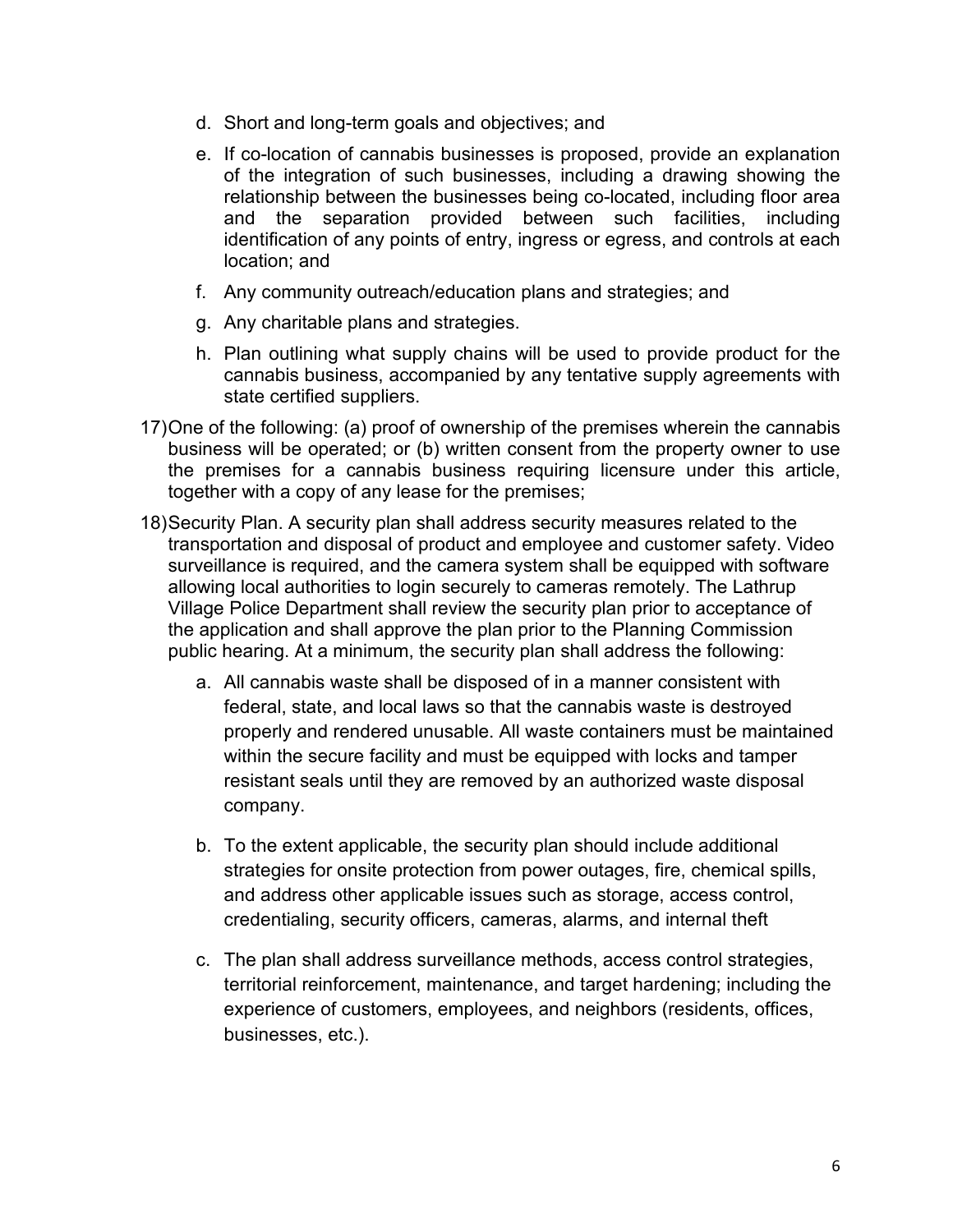d. Short and long-term goals and objectives; and

e. If co-location of cannabis businesses is proposed, provide an explanation of the integration of such businesses, including a drawing showing the relationship between the businesses being co-located, including floor area and the separation provided between such facilities, including identification of any points of entry, ingress or egress, and controls at each location; and

f. Any community outreach/education plans and strategies; and

g. Any charitable plans and strategies.

h. Plan outlining what supply chains will be used to provide product for the cannabis business, accompanied by any tentative supply agreements with state certified suppliers.

17) One of the following: (a) proof of ownership of the premises wherein the cannabis business will be operated; or (b) written consent from the property owner to use the premises for a cannabis business requiring licensure under this article, together with a copy of any lease for the premises;

18) Security Plan. A security plan shall address security measures related to the transportation and disposal of product and employee and customer safety. Video surveillance is required, and the camera system shall be equipped with software allowing local authorities to login securely to cameras remotely. The Lathrup Village Police Department shall review the security plan prior to acceptance of the application and shall approve the plan prior to the Planning Commission public hearing. At a minimum, the security plan shall address the following:

a. All cannabis waste shall be disposed of in a manner consistent with federal, state, and local laws so that the cannabis waste is destroyed properly and rendered unusable. All waste containers must be maintained within the secure facility and must be equipped with locks and tamper resistant seals until they are removed by an authorized waste disposal company.

b. To the extent applicable, the security plan should include additional strategies for onsite protection from power outages, fire, chemical spills, and address other applicable issues such as storage, access control, credentialing, security officers, cameras, alarms, and internal theft

c. The plan shall address surveillance methods, access control strategies, territorial reinforcement, maintenance, and target hardening; including the experience of customers, employees, and neighbors (residents, offices, businesses, etc.).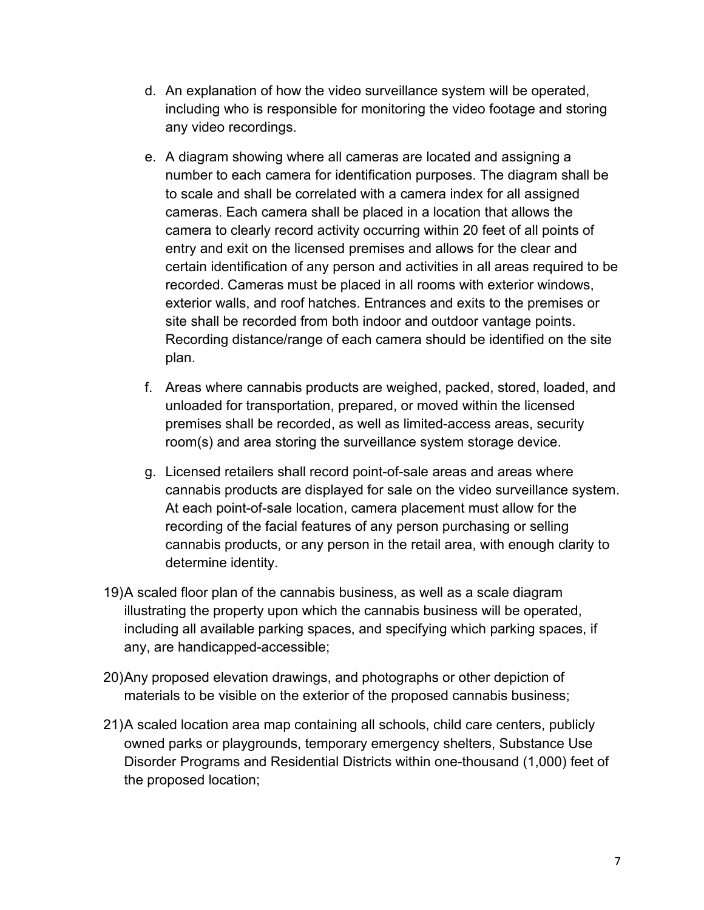d. An explanation of how the video surveillance system will be operated, including who is responsible for monitoring the video footage and storing any video recordings.

e. A diagram showing where all cameras are located and assigning a number to each camera for identification purposes. The diagram shall be to scale and shall be correlated with a camera index for all assigned cameras. Each camera shall be placed in a location that allows the camera to clearly record activity occurring within 20 feet of all points of entry and exit on the licensed premises and allows for the clear and certain identification of any person and activities in all areas required to be recorded. Cameras must be placed in all rooms with exterior windows, exterior walls, and roof hatches. Entrances and exits to the premises or site shall be recorded from both indoor and outdoor vantage points. Recording distance/range of each camera should be identified on the site plan.

f. Areas where cannabis products are weighed, packed, stored, loaded, and unloaded for transportation, prepared, or moved within the licensed premises shall be recorded, as well as limited-access areas, security room(s) and area storing the surveillance system storage device.

g. Licensed retailers shall record point-of-sale areas and areas where cannabis products are displayed for sale on the video surveillance system. At each point-of-sale location, camera placement must allow for the recording of the facial features of any person purchasing or selling cannabis products, or any person in the retail area, with enough clarity to determine identity.

19) A scaled floor plan of the cannabis business, as well as a scale diagram illustrating the property upon which the cannabis business will be operated, including all available parking spaces, and specifying which parking spaces, if any, are handicapped-accessible;

20) Any proposed elevation drawings, and photographs or other depiction of materials to be visible on the exterior of the proposed cannabis business;

21) A scaled location area map containing all schools, child care centers, publicly owned parks or playgrounds, temporary emergency shelters, Substance Use Disorder Programs and Residential Districts within one-thousand (1,000) feet of the proposed location;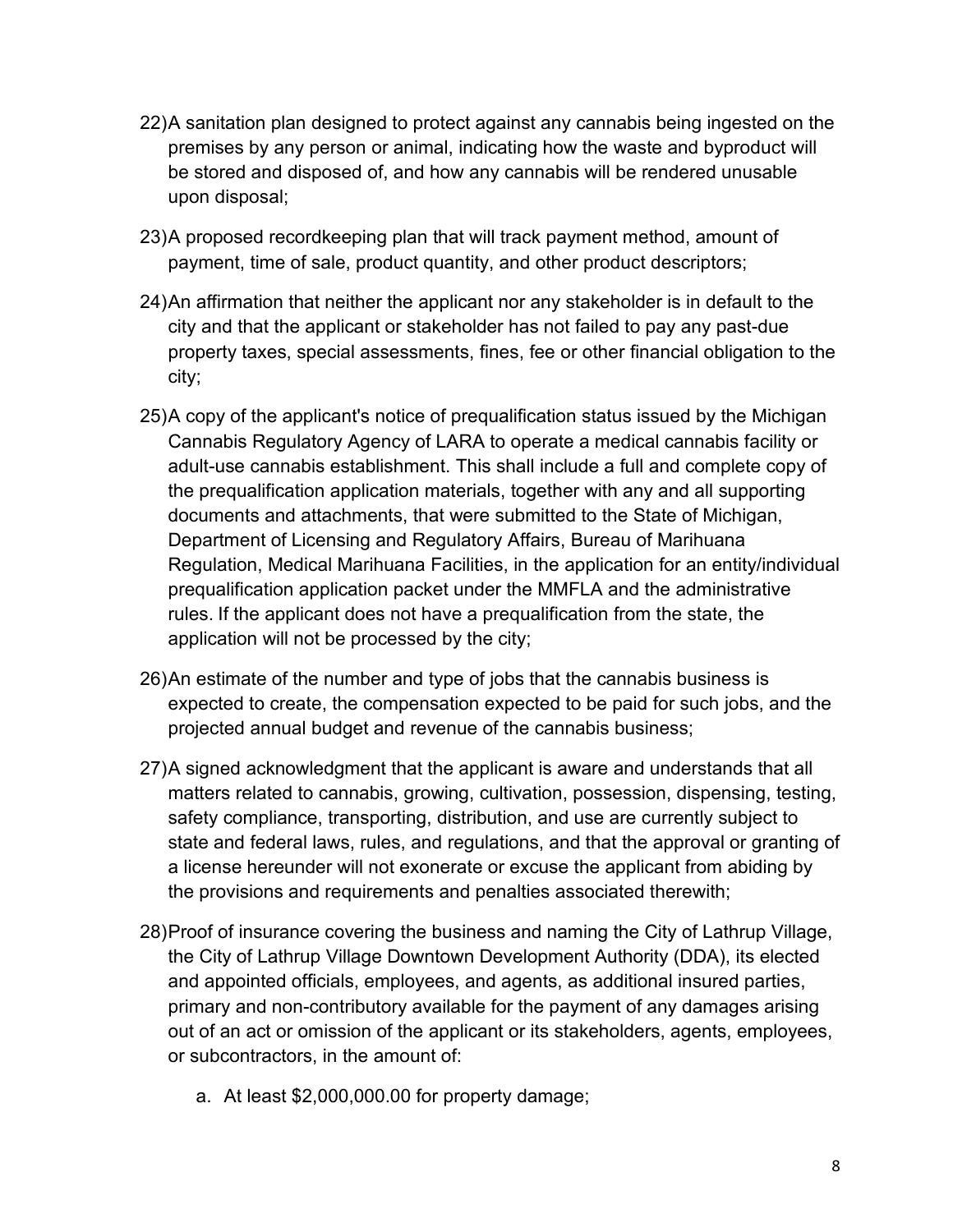22) A sanitation plan designed to protect against any cannabis being ingested on the premises by any person or animal, indicating how the waste and byproduct will be stored and disposed of, and how any cannabis will be rendered unusable upon disposal;

23) A proposed recordkeeping plan that will track payment method, amount of payment, time of sale, product quantity, and other product descriptors;

24) An affirmation that neither the applicant nor any stakeholder is in default to the city and that the applicant or stakeholder has not failed to pay any past-due property taxes, special assessments, fines, fee or other financial obligation to the city;

25) A copy of the applicant's notice of prequalification status issued by the Michigan Cannabis Regulatory Agency of LARA to operate a medical cannabis facility or adult-use cannabis establishment. This shall include a full and complete copy of the prequalification application materials, together with any and all supporting documents and attachments, that were submitted to the State of Michigan, Department of Licensing and Regulatory Affairs, Bureau of Marihuana Regulation, Medical Marihuana Facilities, in the application for an entity/individual prequalification application packet under the MMFLA and the administrative rules. If the applicant does not have a prequalification from the state, the application will not be processed by the city;

26) An estimate of the number and type of jobs that the cannabis business is expected to create, the compensation expected to be paid for such jobs, and the projected annual budget and revenue of the cannabis business;

27) A signed acknowledgment that the applicant is aware and understands that all matters related to cannabis, growing, cultivation, possession, dispensing, testing, safety compliance, transporting, distribution, and use are currently subject to state and federal laws, rules, and regulations, and that the approval or granting of a license hereunder will not exonerate or excuse the applicant from abiding by the provisions and requirements and penalties associated therewith;

28) Proof of insurance covering the business and naming the City of Lathrup Village, the City of Lathrup Village Downtown Development Authority (DDA), its elected and appointed officials, employees, and agents, as additional insured parties, primary and non-contributory available for the payment of any damages arising out of an act or omission of the applicant or its stakeholders, agents, employees, or subcontractors, in the amount of:

    a. At least $2,000,000.00 for property damage;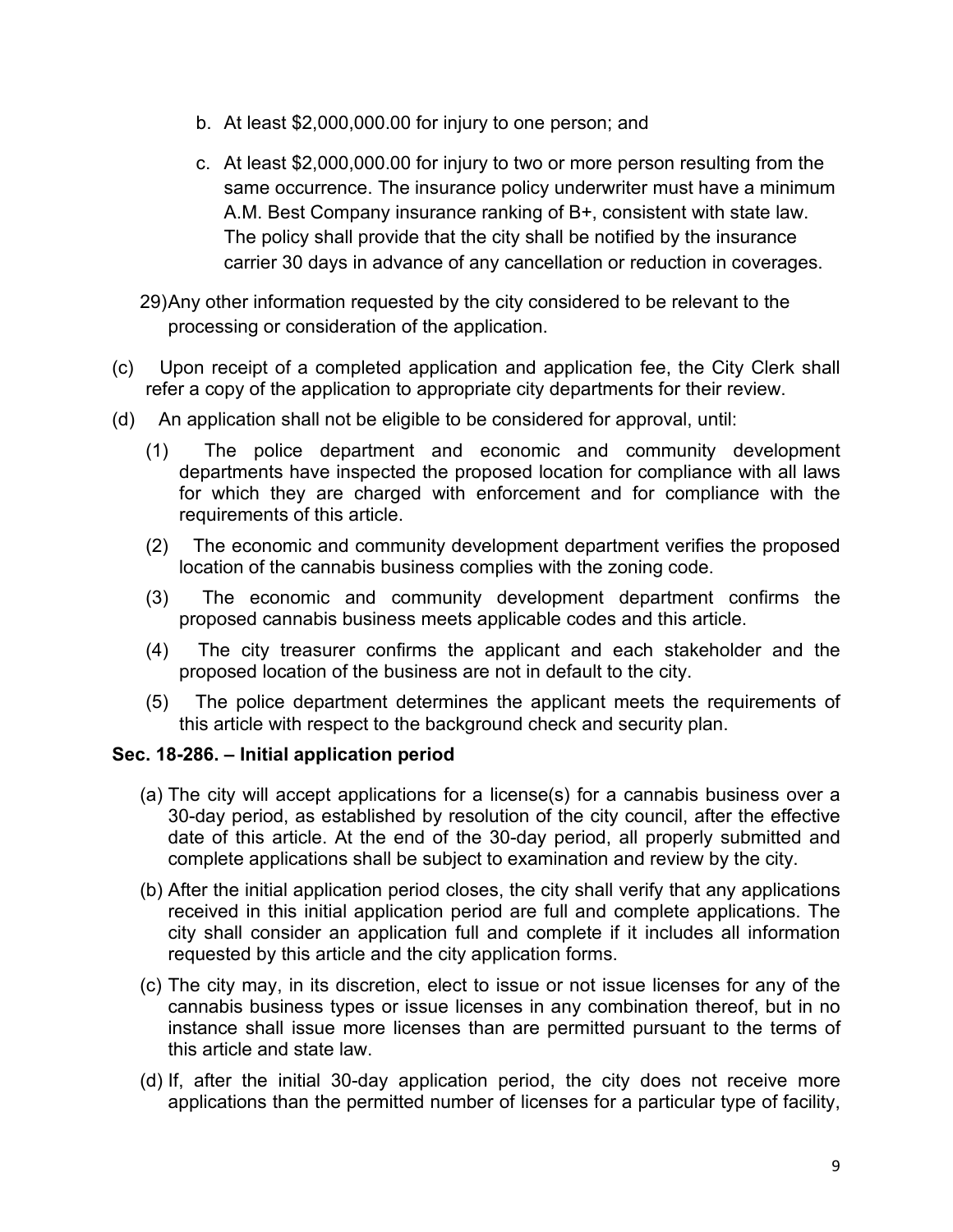b. At least $2,000,000.00 for injury to one person; and

c. At least $2,000,000.00 for injury to two or more person resulting from the same occurrence. The insurance policy underwriter must have a minimum A.M. Best Company insurance ranking of B+, consistent with state law. The policy shall provide that the city shall be notified by the insurance carrier 30 days in advance of any cancellation or reduction in coverages.

29) Any other information requested by the city considered to be relevant to the processing or consideration of the application.

(c) Upon receipt of a completed application and application fee, the City Clerk shall refer a copy of the application to appropriate city departments for their review.

(d) An application shall not be eligible to be considered for approval, until:

(1) The police department and economic and community development departments have inspected the proposed location for compliance with all laws for which they are charged with enforcement and for compliance with the requirements of this article.

(2) The economic and community development department verifies the proposed location of the cannabis business complies with the zoning code.

(3) The economic and community development department confirms the proposed cannabis business meets applicable codes and this article.

(4) The city treasurer confirms the applicant and each stakeholder and the proposed location of the business are not in default to the city.

(5) The police department determines the applicant meets the requirements of this article with respect to the background check and security plan.

**Sec. 18-286. – Initial application period**

(a) The city will accept applications for a license(s) for a cannabis business over a 30-day period, as established by resolution of the city council, after the effective date of this article. At the end of the 30-day period, all properly submitted and complete applications shall be subject to examination and review by the city.

(b) After the initial application period closes, the city shall verify that any applications received in this initial application period are full and complete applications. The city shall consider an application full and complete if it includes all information requested by this article and the city application forms.

(c) The city may, in its discretion, elect to issue or not issue licenses for any of the cannabis business types or issue licenses in any combination thereof, but in no instance shall issue more licenses than are permitted pursuant to the terms of this article and state law.

(d) If, after the initial 30-day application period, the city does not receive more applications than the permitted number of licenses for a particular type of facility,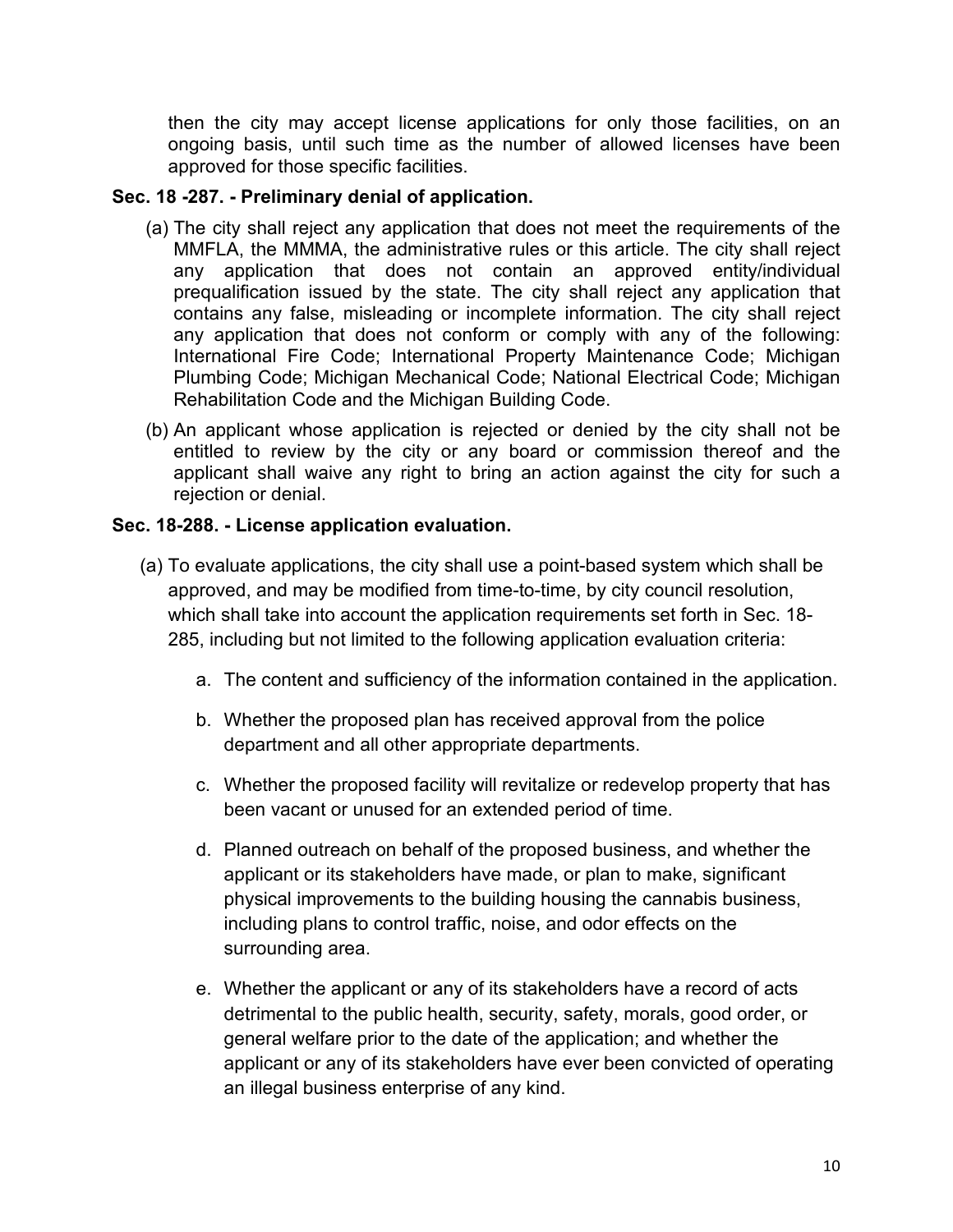then the city may accept license applications for only those facilities, on an ongoing basis, until such time as the number of allowed licenses have been approved for those specific facilities.

**Sec. 18 -287. - Preliminary denial of application.**

(a) The city shall reject any application that does not meet the requirements of the MMFLA, the MMMA, the administrative rules or this article. The city shall reject any application that does not contain an approved entity/individual prequalification issued by the state. The city shall reject any application that contains any false, misleading or incomplete information. The city shall reject any application that does not conform or comply with any of the following: International Fire Code; International Property Maintenance Code; Michigan Plumbing Code; Michigan Mechanical Code; National Electrical Code; Michigan Rehabilitation Code and the Michigan Building Code.

(b) An applicant whose application is rejected or denied by the city shall not be entitled to review by the city or any board or commission thereof and the applicant shall waive any right to bring an action against the city for such a rejection or denial.

**Sec. 18-288. - License application evaluation.**

(a) To evaluate applications, the city shall use a point-based system which shall be approved, and may be modified from time-to-time, by city council resolution, which shall take into account the application requirements set forth in Sec. 18-285, including but not limited to the following application evaluation criteria:

a. The content and sufficiency of the information contained in the application.

b. Whether the proposed plan has received approval from the police department and all other appropriate departments.

c. Whether the proposed facility will revitalize or redevelop property that has been vacant or unused for an extended period of time.

d. Planned outreach on behalf of the proposed business, and whether the applicant or its stakeholders have made, or plan to make, significant physical improvements to the building housing the cannabis business, including plans to control traffic, noise, and odor effects on the surrounding area.

e. Whether the applicant or any of its stakeholders have a record of acts detrimental to the public health, security, safety, morals, good order, or general welfare prior to the date of the application; and whether the applicant or any of its stakeholders have ever been convicted of operating an illegal business enterprise of any kind.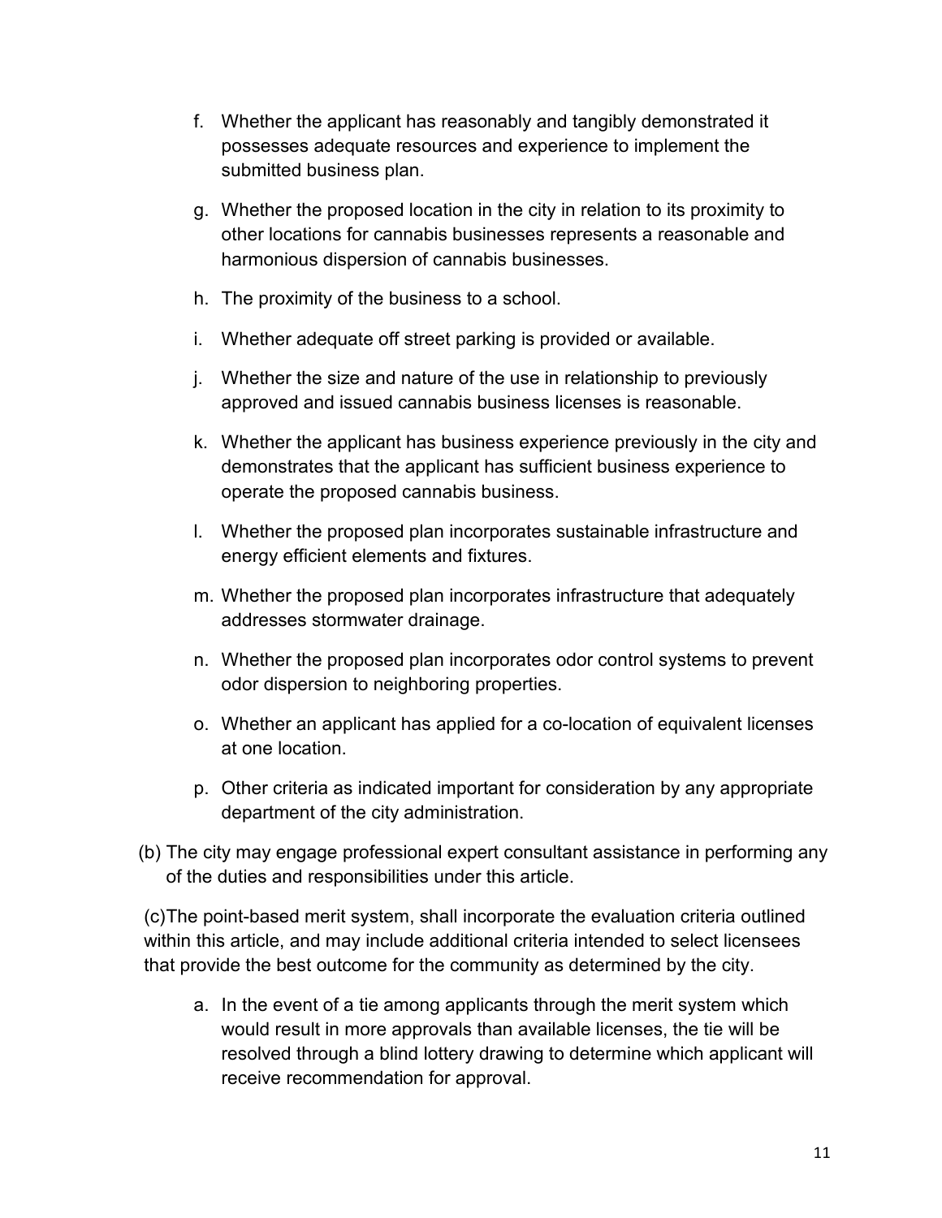f. Whether the applicant has reasonably and tangibly demonstrated it possesses adequate resources and experience to implement the submitted business plan.

g. Whether the proposed location in the city in relation to its proximity to other locations for cannabis businesses represents a reasonable and harmonious dispersion of cannabis businesses.

h. The proximity of the business to a school.

i. Whether adequate off street parking is provided or available.

j. Whether the size and nature of the use in relationship to previously approved and issued cannabis business licenses is reasonable.

k. Whether the applicant has business experience previously in the city and demonstrates that the applicant has sufficient business experience to operate the proposed cannabis business.

l. Whether the proposed plan incorporates sustainable infrastructure and energy efficient elements and fixtures.

m. Whether the proposed plan incorporates infrastructure that adequately addresses stormwater drainage.

n. Whether the proposed plan incorporates odor control systems to prevent odor dispersion to neighboring properties.

o. Whether an applicant has applied for a co-location of equivalent licenses at one location.

p. Other criteria as indicated important for consideration by any appropriate department of the city administration.

(b) The city may engage professional expert consultant assistance in performing any of the duties and responsibilities under this article.

(c)The point-based merit system, shall incorporate the evaluation criteria outlined within this article, and may include additional criteria intended to select licensees that provide the best outcome for the community as determined by the city.

a. In the event of a tie among applicants through the merit system which would result in more approvals than available licenses, the tie will be resolved through a blind lottery drawing to determine which applicant will receive recommendation for approval.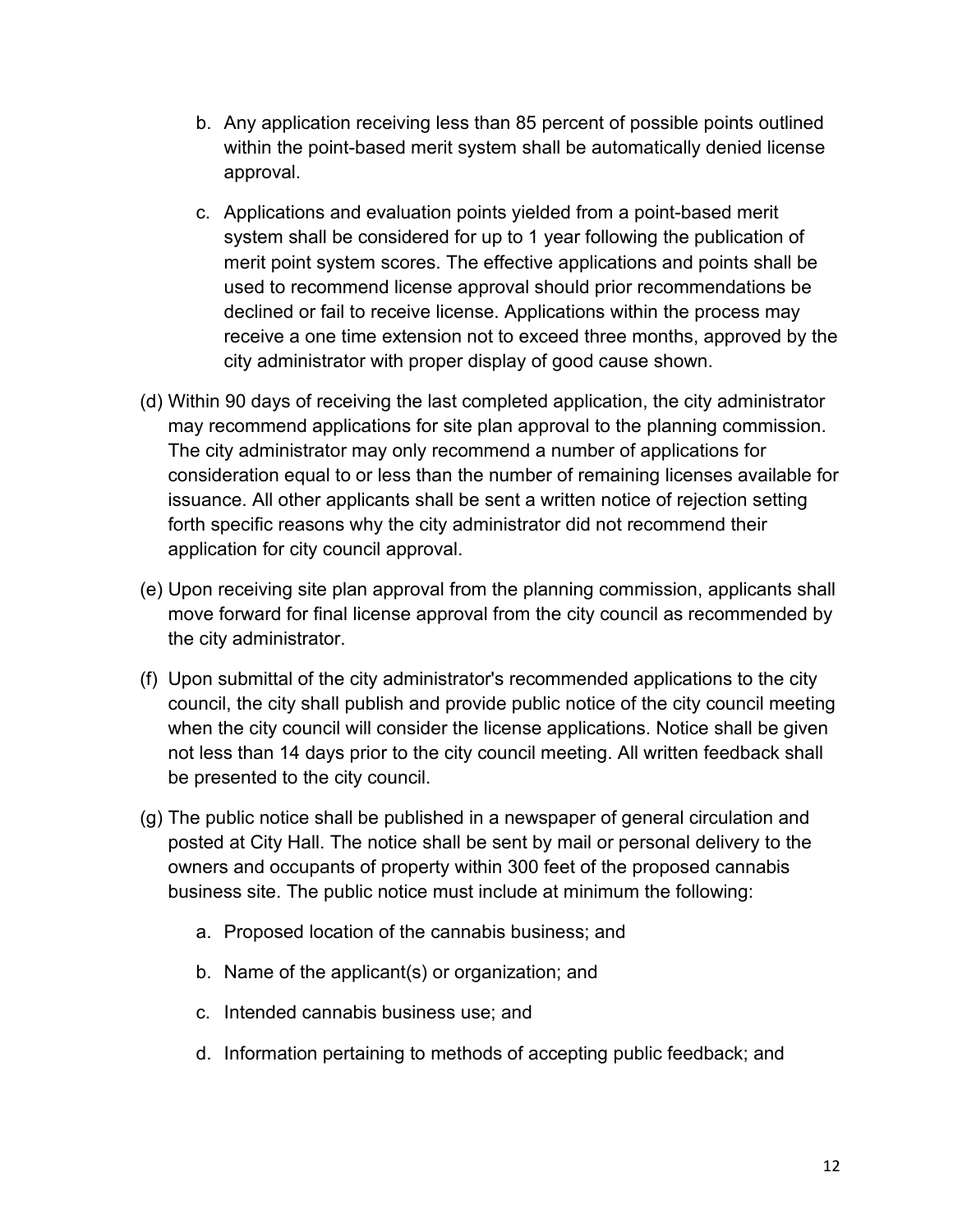b. Any application receiving less than 85 percent of possible points outlined within the point-based merit system shall be automatically denied license approval.

   c. Applications and evaluation points yielded from a point-based merit system shall be considered for up to 1 year following the publication of merit point system scores. The effective applications and points shall be used to recommend license approval should prior recommendations be declined or fail to receive license. Applications within the process may receive a one time extension not to exceed three months, approved by the city administrator with proper display of good cause shown.

(d) Within 90 days of receiving the last completed application, the city administrator may recommend applications for site plan approval to the planning commission. The city administrator may only recommend a number of applications for consideration equal to or less than the number of remaining licenses available for issuance. All other applicants shall be sent a written notice of rejection setting forth specific reasons why the city administrator did not recommend their application for city council approval.

(e) Upon receiving site plan approval from the planning commission, applicants shall move forward for final license approval from the city council as recommended by the city administrator.

(f) Upon submittal of the city administrator's recommended applications to the city council, the city shall publish and provide public notice of the city council meeting when the city council will consider the license applications. Notice shall be given not less than 14 days prior to the city council meeting. All written feedback shall be presented to the city council.

(g) The public notice shall be published in a newspaper of general circulation and posted at City Hall. The notice shall be sent by mail or personal delivery to the owners and occupants of property within 300 feet of the proposed cannabis business site. The public notice must include at minimum the following:

   a. Proposed location of the cannabis business; and

   b. Name of the applicant(s) or organization; and

   c. Intended cannabis business use; and

   d. Information pertaining to methods of accepting public feedback; and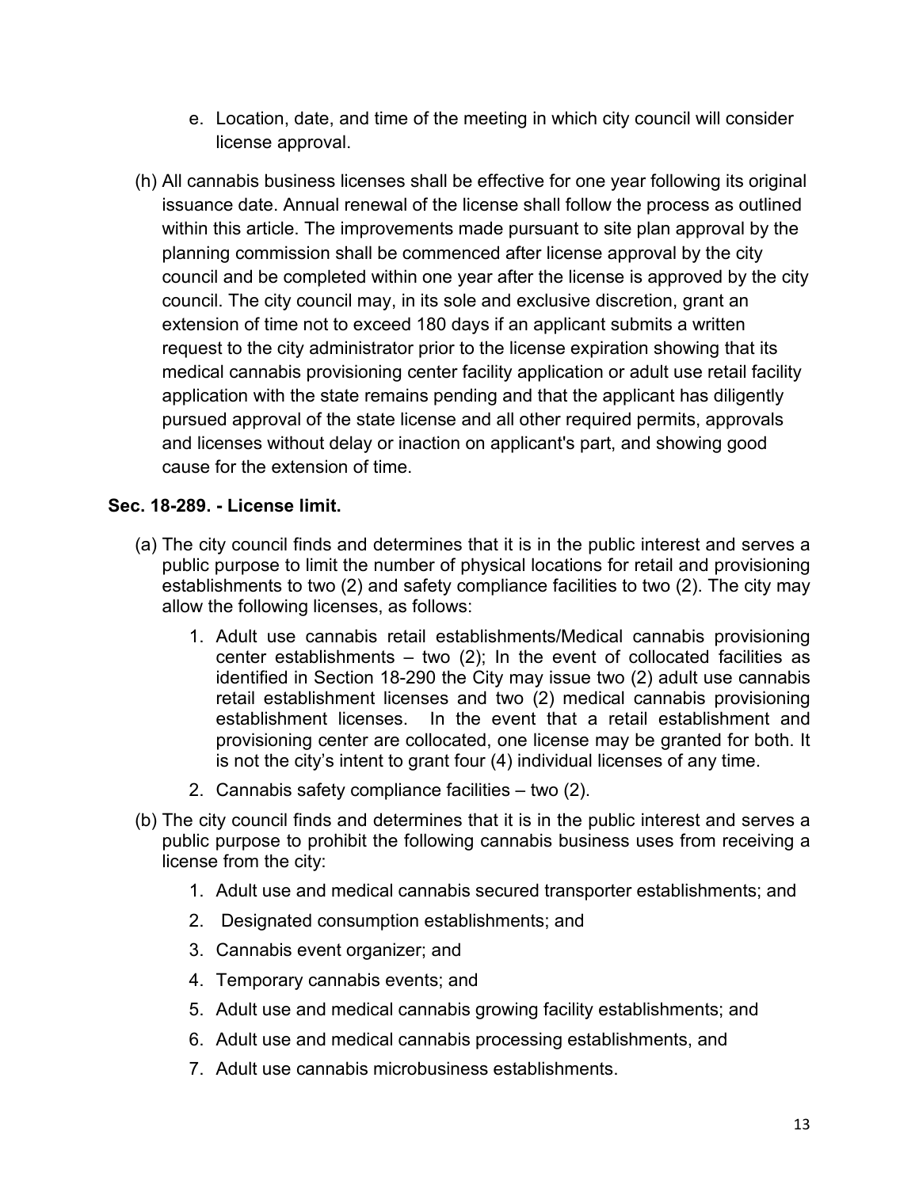e. Location, date, and time of the meeting in which city council will consider license approval.

(h) All cannabis business licenses shall be effective for one year following its original issuance date. Annual renewal of the license shall follow the process as outlined within this article. The improvements made pursuant to site plan approval by the planning commission shall be commenced after license approval by the city council and be completed within one year after the license is approved by the city council. The city council may, in its sole and exclusive discretion, grant an extension of time not to exceed 180 days if an applicant submits a written request to the city administrator prior to the license expiration showing that its medical cannabis provisioning center facility application or adult use retail facility application with the state remains pending and that the applicant has diligently pursued approval of the state license and all other required permits, approvals and licenses without delay or inaction on applicant's part, and showing good cause for the extension of time.

**Sec. 18-289. - License limit.**

(a) The city council finds and determines that it is in the public interest and serves a public purpose to limit the number of physical locations for retail and provisioning establishments to two (2) and safety compliance facilities to two (2). The city may allow the following licenses, as follows:

1. Adult use cannabis retail establishments/Medical cannabis provisioning center establishments – two (2); In the event of collocated facilities as identified in Section 18-290 the City may issue two (2) adult use cannabis retail establishment licenses and two (2) medical cannabis provisioning establishment licenses. In the event that a retail establishment and provisioning center are collocated, one license may be granted for both. It is not the city's intent to grant four (4) individual licenses of any time.
2. Cannabis safety compliance facilities – two (2).

(b) The city council finds and determines that it is in the public interest and serves a public purpose to prohibit the following cannabis business uses from receiving a license from the city:

1. Adult use and medical cannabis secured transporter establishments; and
2. Designated consumption establishments; and
3. Cannabis event organizer; and
4. Temporary cannabis events; and
5. Adult use and medical cannabis growing facility establishments; and
6. Adult use and medical cannabis processing establishments, and
7. Adult use cannabis microbusiness establishments.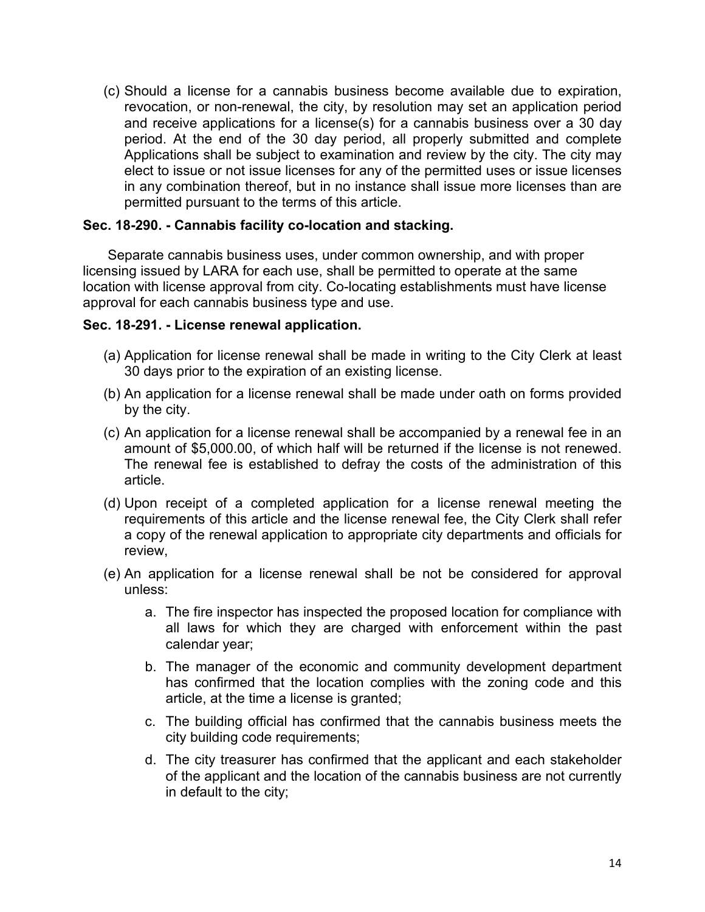(c) Should a license for a cannabis business become available due to expiration, revocation, or non-renewal, the city, by resolution may set an application period and receive applications for a license(s) for a cannabis business over a 30 day period. At the end of the 30 day period, all properly submitted and complete Applications shall be subject to examination and review by the city. The city may elect to issue or not issue licenses for any of the permitted uses or issue licenses in any combination thereof, but in no instance shall issue more licenses than are permitted pursuant to the terms of this article.

**Sec. 18-290. - Cannabis facility co-location and stacking.**

Separate cannabis business uses, under common ownership, and with proper licensing issued by LARA for each use, shall be permitted to operate at the same location with license approval from city. Co-locating establishments must have license approval for each cannabis business type and use.

**Sec. 18-291. - License renewal application.**

(a) Application for license renewal shall be made in writing to the City Clerk at least 30 days prior to the expiration of an existing license.

(b) An application for a license renewal shall be made under oath on forms provided by the city.

(c) An application for a license renewal shall be accompanied by a renewal fee in an amount of $5,000.00, of which half will be returned if the license is not renewed. The renewal fee is established to defray the costs of the administration of this article.

(d) Upon receipt of a completed application for a license renewal meeting the requirements of this article and the license renewal fee, the City Clerk shall refer a copy of the renewal application to appropriate city departments and officials for review,

(e) An application for a license renewal shall be not be considered for approval unless:

   a. The fire inspector has inspected the proposed location for compliance with all laws for which they are charged with enforcement within the past calendar year;

   b. The manager of the economic and community development department has confirmed that the location complies with the zoning code and this article, at the time a license is granted;

   c. The building official has confirmed that the cannabis business meets the city building code requirements;

   d. The city treasurer has confirmed that the applicant and each stakeholder of the applicant and the location of the cannabis business are not currently in default to the city;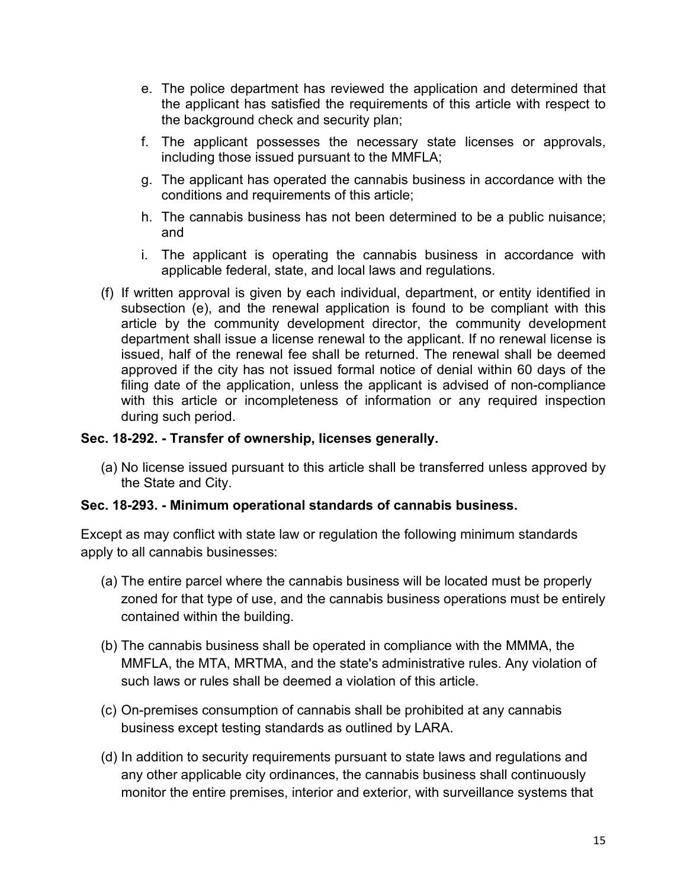e. The police department has reviewed the application and determined that the applicant has satisfied the requirements of this article with respect to the background check and security plan;

f. The applicant possesses the necessary state licenses or approvals, including those issued pursuant to the MMFLA;

g. The applicant has operated the cannabis business in accordance with the conditions and requirements of this article;

h. The cannabis business has not been determined to be a public nuisance; and

i. The applicant is operating the cannabis business in accordance with applicable federal, state, and local laws and regulations.

(f) If written approval is given by each individual, department, or entity identified in subsection (e), and the renewal application is found to be compliant with this article by the community development director, the community development department shall issue a license renewal to the applicant. If no renewal license is issued, half of the renewal fee shall be returned. The renewal shall be deemed approved if the city has not issued formal notice of denial within 60 days of the filing date of the application, unless the applicant is advised of non-compliance with this article or incompleteness of information or any required inspection during such period.

**Sec. 18-292. - Transfer of ownership, licenses generally.**

(a) No license issued pursuant to this article shall be transferred unless approved by the State and City.

**Sec. 18-293. - Minimum operational standards of cannabis business.**

Except as may conflict with state law or regulation the following minimum standards apply to all cannabis businesses:

(a) The entire parcel where the cannabis business will be located must be properly zoned for that type of use, and the cannabis business operations must be entirely contained within the building.

(b) The cannabis business shall be operated in compliance with the MMMA, the MMFLA, the MTA, MRTMA, and the state's administrative rules. Any violation of such laws or rules shall be deemed a violation of this article.

(c) On-premises consumption of cannabis shall be prohibited at any cannabis business except testing standards as outlined by LARA.

(d) In addition to security requirements pursuant to state laws and regulations and any other applicable city ordinances, the cannabis business shall continuously monitor the entire premises, interior and exterior, with surveillance systems that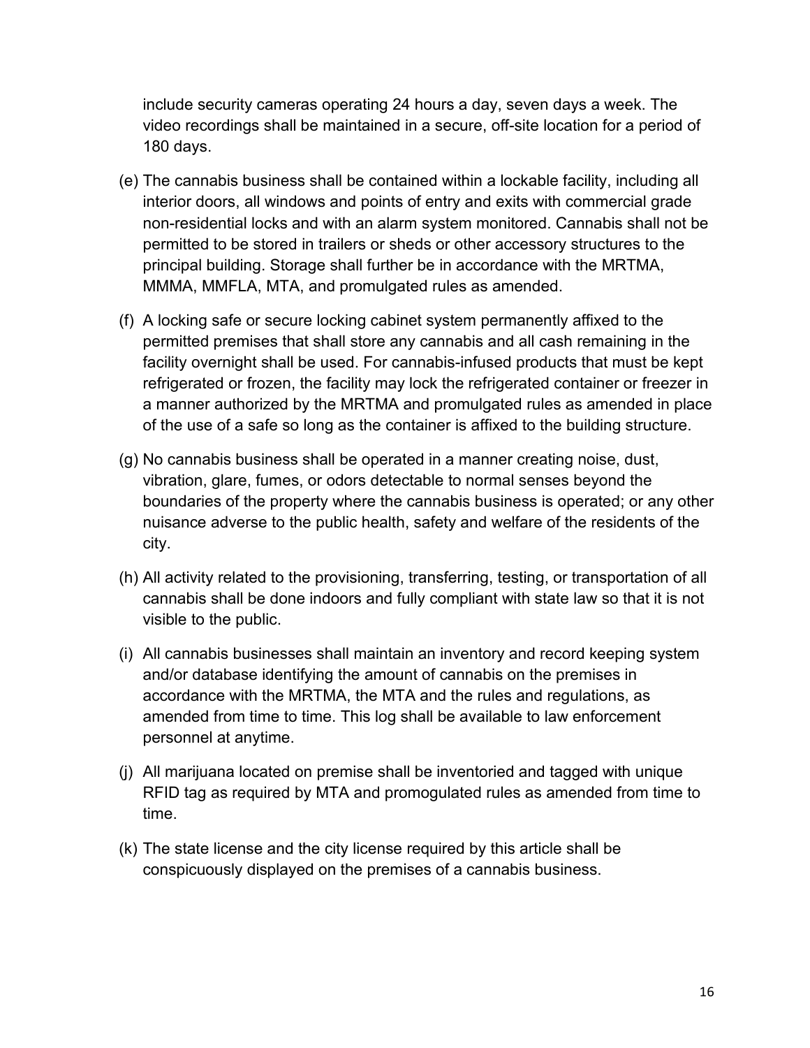include security cameras operating 24 hours a day, seven days a week. The video recordings shall be maintained in a secure, off-site location for a period of 180 days.

(e) The cannabis business shall be contained within a lockable facility, including all interior doors, all windows and points of entry and exits with commercial grade non-residential locks and with an alarm system monitored. Cannabis shall not be permitted to be stored in trailers or sheds or other accessory structures to the principal building. Storage shall further be in accordance with the MRTMA, MMMA, MMFLA, MTA, and promulgated rules as amended.

(f) A locking safe or secure locking cabinet system permanently affixed to the permitted premises that shall store any cannabis and all cash remaining in the facility overnight shall be used. For cannabis-infused products that must be kept refrigerated or frozen, the facility may lock the refrigerated container or freezer in a manner authorized by the MRTMA and promulgated rules as amended in place of the use of a safe so long as the container is affixed to the building structure.

(g) No cannabis business shall be operated in a manner creating noise, dust, vibration, glare, fumes, or odors detectable to normal senses beyond the boundaries of the property where the cannabis business is operated; or any other nuisance adverse to the public health, safety and welfare of the residents of the city.

(h) All activity related to the provisioning, transferring, testing, or transportation of all cannabis shall be done indoors and fully compliant with state law so that it is not visible to the public.

(i) All cannabis businesses shall maintain an inventory and record keeping system and/or database identifying the amount of cannabis on the premises in accordance with the MRTMA, the MTA and the rules and regulations, as amended from time to time. This log shall be available to law enforcement personnel at anytime.

(j) All marijuana located on premise shall be inventoried and tagged with unique RFID tag as required by MTA and promogulated rules as amended from time to time.

(k) The state license and the city license required by this article shall be conspicuously displayed on the premises of a cannabis business.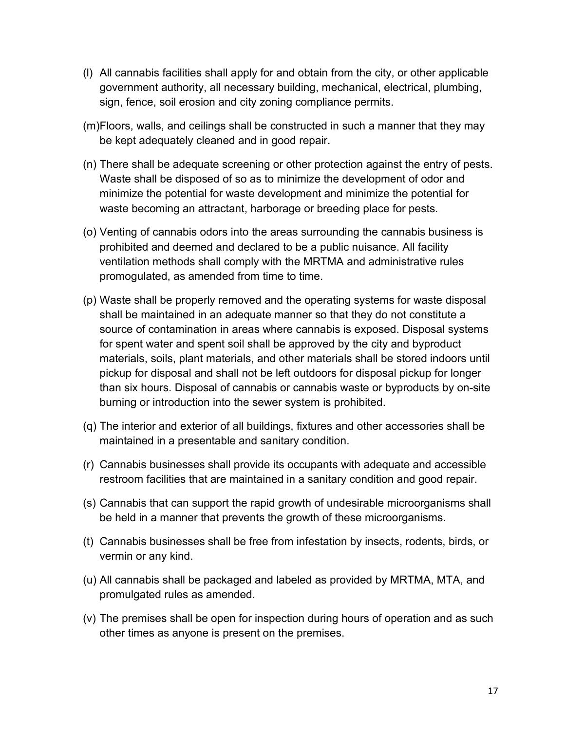(l) All cannabis facilities shall apply for and obtain from the city, or other applicable government authority, all necessary building, mechanical, electrical, plumbing, sign, fence, soil erosion and city zoning compliance permits.

(m) Floors, walls, and ceilings shall be constructed in such a manner that they may be kept adequately cleaned and in good repair.

(n) There shall be adequate screening or other protection against the entry of pests. Waste shall be disposed of so as to minimize the development of odor and minimize the potential for waste development and minimize the potential for waste becoming an attractant, harborage or breeding place for pests.

(o) Venting of cannabis odors into the areas surrounding the cannabis business is prohibited and deemed and declared to be a public nuisance. All facility ventilation methods shall comply with the MRTMA and administrative rules promogulated, as amended from time to time.

(p) Waste shall be properly removed and the operating systems for waste disposal shall be maintained in an adequate manner so that they do not constitute a source of contamination in areas where cannabis is exposed. Disposal systems for spent water and spent soil shall be approved by the city and byproduct materials, soils, plant materials, and other materials shall be stored indoors until pickup for disposal and shall not be left outdoors for disposal pickup for longer than six hours. Disposal of cannabis or cannabis waste or byproducts by on-site burning or introduction into the sewer system is prohibited.

(q) The interior and exterior of all buildings, fixtures and other accessories shall be maintained in a presentable and sanitary condition.

(r) Cannabis businesses shall provide its occupants with adequate and accessible restroom facilities that are maintained in a sanitary condition and good repair.

(s) Cannabis that can support the rapid growth of undesirable microorganisms shall be held in a manner that prevents the growth of these microorganisms.

(t) Cannabis businesses shall be free from infestation by insects, rodents, birds, or vermin or any kind.

(u) All cannabis shall be packaged and labeled as provided by MRTMA, MTA, and promulgated rules as amended.

(v) The premises shall be open for inspection during hours of operation and as such other times as anyone is present on the premises.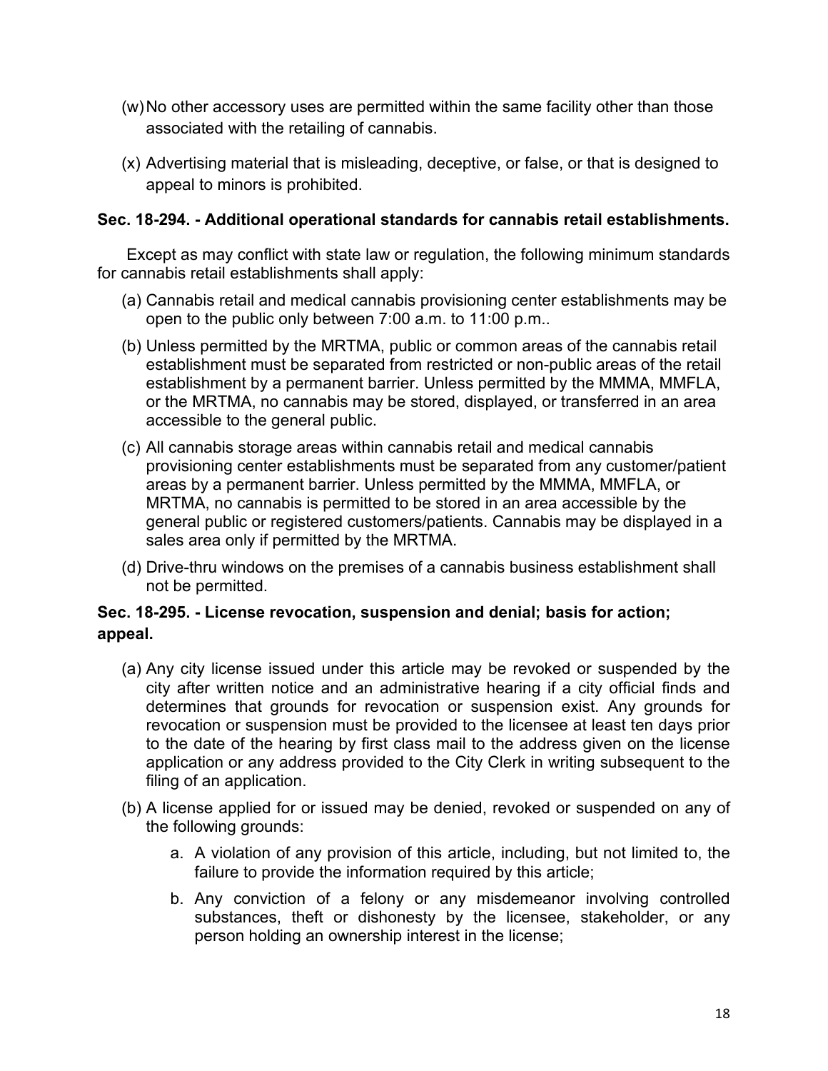(w) No other accessory uses are permitted within the same facility other than those associated with the retailing of cannabis.

(x) Advertising material that is misleading, deceptive, or false, or that is designed to appeal to minors is prohibited.

**Sec. 18-294. - Additional operational standards for cannabis retail establishments.**

Except as may conflict with state law or regulation, the following minimum standards for cannabis retail establishments shall apply:

(a) Cannabis retail and medical cannabis provisioning center establishments may be open to the public only between 7:00 a.m. to 11:00 p.m..

(b) Unless permitted by the MRTMA, public or common areas of the cannabis retail establishment must be separated from restricted or non-public areas of the retail establishment by a permanent barrier. Unless permitted by the MMMA, MMFLA, or the MRTMA, no cannabis may be stored, displayed, or transferred in an area accessible to the general public.

(c) All cannabis storage areas within cannabis retail and medical cannabis provisioning center establishments must be separated from any customer/patient areas by a permanent barrier. Unless permitted by the MMMA, MMFLA, or MRTMA, no cannabis is permitted to be stored in an area accessible by the general public or registered customers/patients. Cannabis may be displayed in a sales area only if permitted by the MRTMA.

(d) Drive-thru windows on the premises of a cannabis business establishment shall not be permitted.

**Sec. 18-295. - License revocation, suspension and denial; basis for action; appeal.**

(a) Any city license issued under this article may be revoked or suspended by the city after written notice and an administrative hearing if a city official finds and determines that grounds for revocation or suspension exist. Any grounds for revocation or suspension must be provided to the licensee at least ten days prior to the date of the hearing by first class mail to the address given on the license application or any address provided to the City Clerk in writing subsequent to the filing of an application.

(b) A license applied for or issued may be denied, revoked or suspended on any of the following grounds:

   a. A violation of any provision of this article, including, but not limited to, the failure to provide the information required by this article;

   b. Any conviction of a felony or any misdemeanor involving controlled substances, theft or dishonesty by the licensee, stakeholder, or any person holding an ownership interest in the license;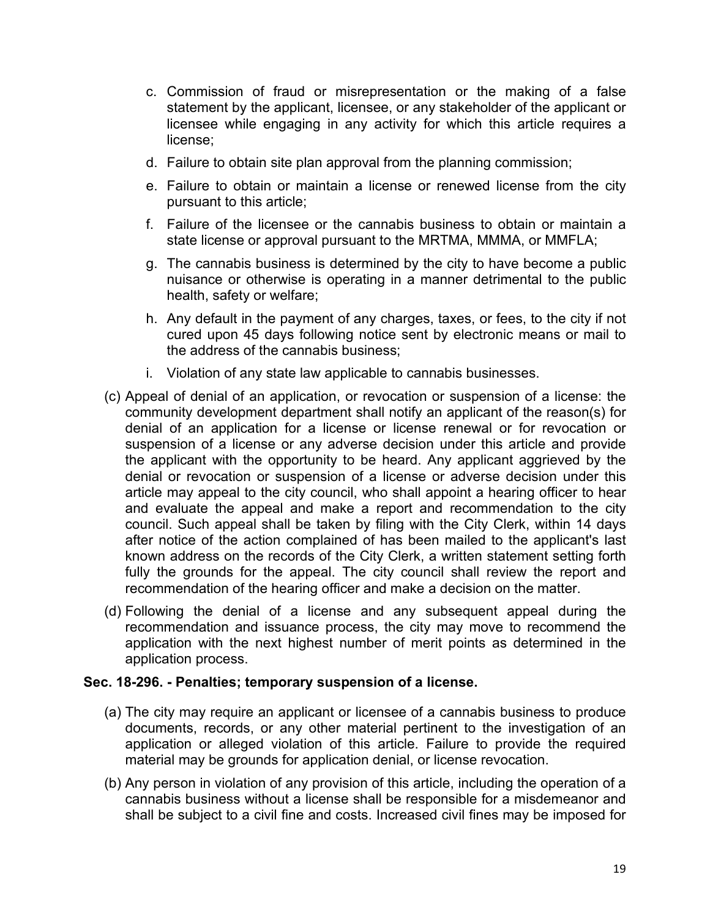c. Commission of fraud or misrepresentation or the making of a false statement by the applicant, licensee, or any stakeholder of the applicant or licensee while engaging in any activity for which this article requires a license;

d. Failure to obtain site plan approval from the planning commission;

e. Failure to obtain or maintain a license or renewed license from the city pursuant to this article;

f. Failure of the licensee or the cannabis business to obtain or maintain a state license or approval pursuant to the MRTMA, MMMA, or MMFLA;

g. The cannabis business is determined by the city to have become a public nuisance or otherwise is operating in a manner detrimental to the public health, safety or welfare;

h. Any default in the payment of any charges, taxes, or fees, to the city if not cured upon 45 days following notice sent by electronic means or mail to the address of the cannabis business;

i. Violation of any state law applicable to cannabis businesses.

(c) Appeal of denial of an application, or revocation or suspension of a license: the community development department shall notify an applicant of the reason(s) for denial of an application for a license or license renewal or for revocation or suspension of a license or any adverse decision under this article and provide the applicant with the opportunity to be heard. Any applicant aggrieved by the denial or revocation or suspension of a license or adverse decision under this article may appeal to the city council, who shall appoint a hearing officer to hear and evaluate the appeal and make a report and recommendation to the city council. Such appeal shall be taken by filing with the City Clerk, within 14 days after notice of the action complained of has been mailed to the applicant's last known address on the records of the City Clerk, a written statement setting forth fully the grounds for the appeal. The city council shall review the report and recommendation of the hearing officer and make a decision on the matter.

(d) Following the denial of a license and any subsequent appeal during the recommendation and issuance process, the city may move to recommend the application with the next highest number of merit points as determined in the application process.

**Sec. 18-296. - Penalties; temporary suspension of a license.**

(a) The city may require an applicant or licensee of a cannabis business to produce documents, records, or any other material pertinent to the investigation of an application or alleged violation of this article. Failure to provide the required material may be grounds for application denial, or license revocation.

(b) Any person in violation of any provision of this article, including the operation of a cannabis business without a license shall be responsible for a misdemeanor and shall be subject to a civil fine and costs. Increased civil fines may be imposed for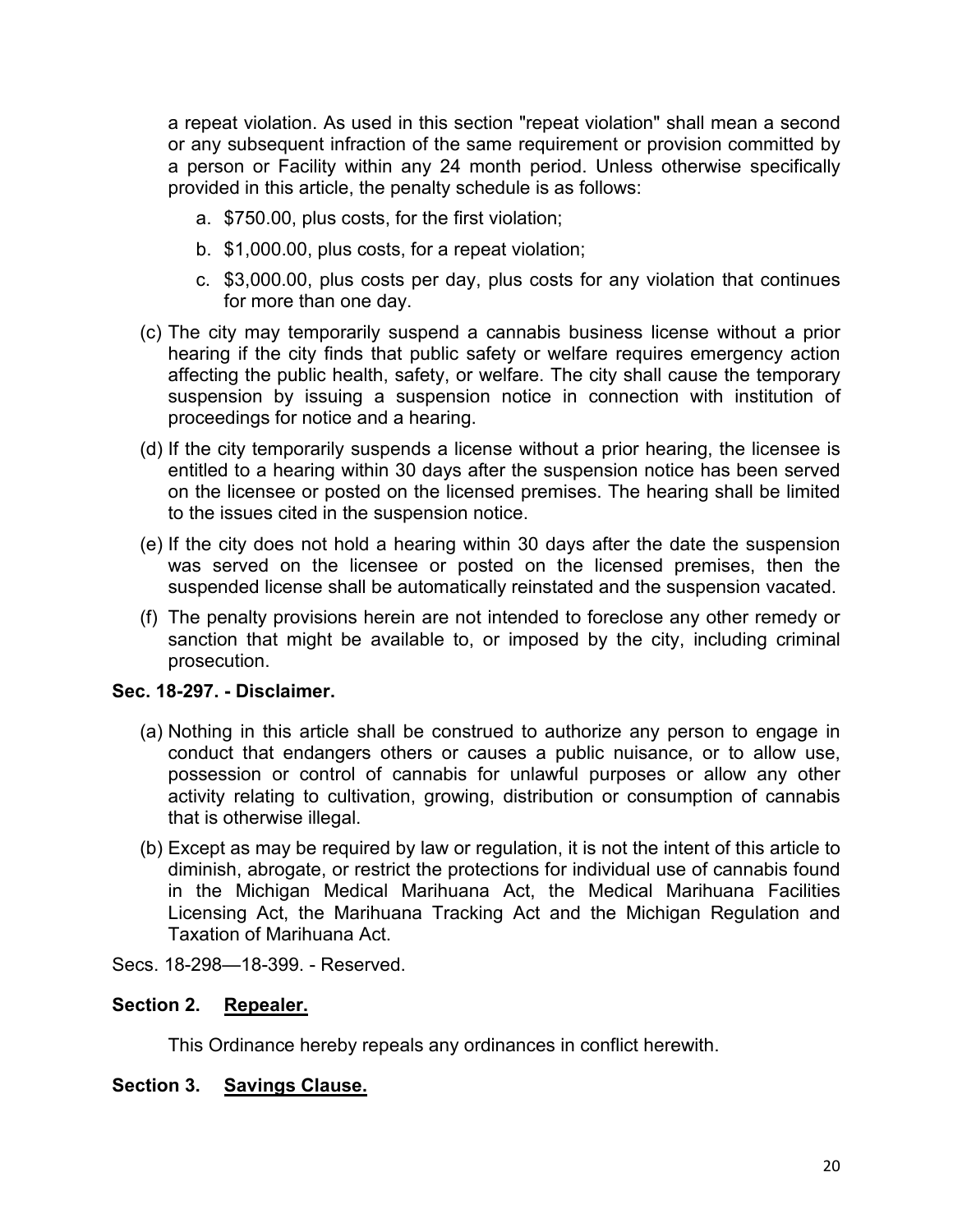a repeat violation. As used in this section "repeat violation" shall mean a second or any subsequent infraction of the same requirement or provision committed by a person or Facility within any 24 month period. Unless otherwise specifically provided in this article, the penalty schedule is as follows:

a. $750.00, plus costs, for the first violation;

b. $1,000.00, plus costs, for a repeat violation;

c. $3,000.00, plus costs per day, plus costs for any violation that continues for more than one day.

(c) The city may temporarily suspend a cannabis business license without a prior hearing if the city finds that public safety or welfare requires emergency action affecting the public health, safety, or welfare. The city shall cause the temporary suspension by issuing a suspension notice in connection with institution of proceedings for notice and a hearing.

(d) If the city temporarily suspends a license without a prior hearing, the licensee is entitled to a hearing within 30 days after the suspension notice has been served on the licensee or posted on the licensed premises. The hearing shall be limited to the issues cited in the suspension notice.

(e) If the city does not hold a hearing within 30 days after the date the suspension was served on the licensee or posted on the licensed premises, then the suspended license shall be automatically reinstated and the suspension vacated.

(f) The penalty provisions herein are not intended to foreclose any other remedy or sanction that might be available to, or imposed by the city, including criminal prosecution.

**Sec. 18-297. - Disclaimer.**

(a) Nothing in this article shall be construed to authorize any person to engage in conduct that endangers others or causes a public nuisance, or to allow use, possession or control of cannabis for unlawful purposes or allow any other activity relating to cultivation, growing, distribution or consumption of cannabis that is otherwise illegal.

(b) Except as may be required by law or regulation, it is not the intent of this article to diminish, abrogate, or restrict the protections for individual use of cannabis found in the Michigan Medical Marihuana Act, the Medical Marihuana Facilities Licensing Act, the Marihuana Tracking Act and the Michigan Regulation and Taxation of Marihuana Act.

Secs. 18-298—18-399. - Reserved.

**Section 2. Repealer.**

This Ordinance hereby repeals any ordinances in conflict herewith.

**Section 3. Savings Clause.**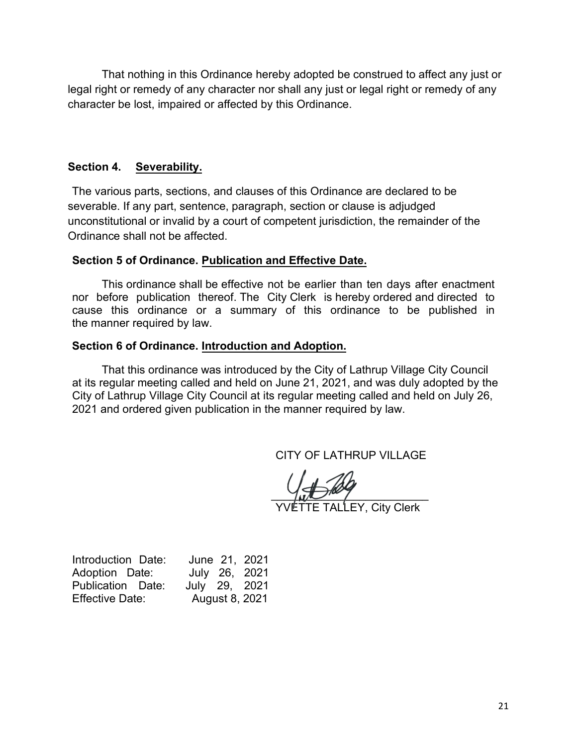That nothing in this Ordinance hereby adopted be construed to affect any just or legal right or remedy of any character nor shall any just or legal right or remedy of any character be lost, impaired or affected by this Ordinance.

**Section 4. Severability.**

The various parts, sections, and clauses of this Ordinance are declared to be severable. If any part, sentence, paragraph, section or clause is adjudged unconstitutional or invalid by a court of competent jurisdiction, the remainder of the Ordinance shall not be affected.

**Section 5 of Ordinance. Publication and Effective Date.**

This ordinance shall be effective not be earlier than ten days after enactment nor before publication thereof. The City Clerk is hereby ordered and directed to cause this ordinance or a summary of this ordinance to be published in the manner required by law.

**Section 6 of Ordinance. Introduction and Adoption.**

That this ordinance was introduced by the City of Lathrup Village City Council at its regular meeting called and held on June 21, 2021, and was duly adopted by the City of Lathrup Village City Council at its regular meeting called and held on July 26, 2021 and ordered given publication in the manner required by law.

CITY OF LATHRUP VILLAGE

YVETTE TALLEY, City Clerk

| | |
|---|---|
| Introduction Date: | June 21, 2021 |
| Adoption Date: | July 26, 2021 |
| Publication Date: | July 29, 2021 |
| Effective Date: | August 8, 2021 |